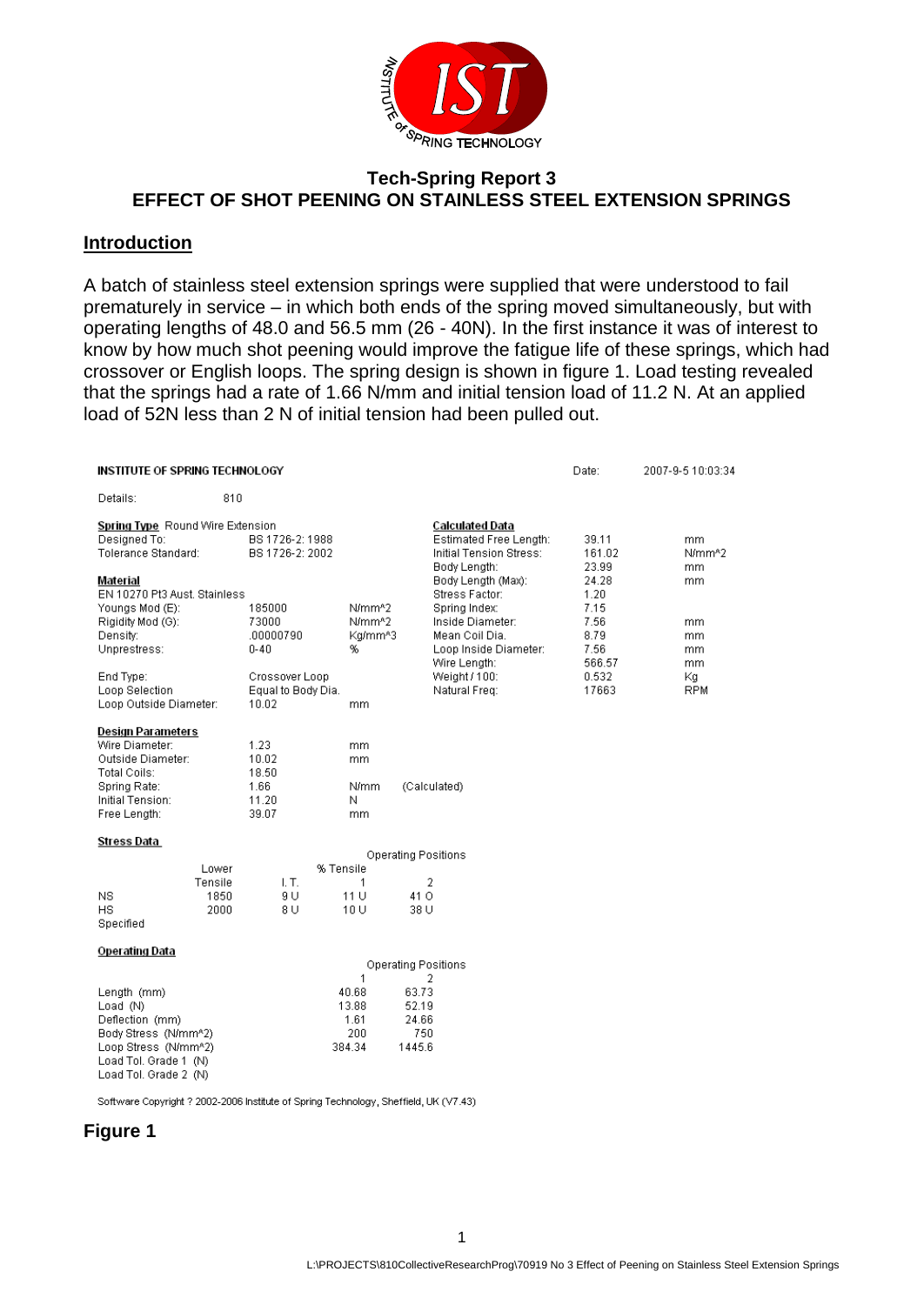# Tech-Spring Report 3
## EFFECT OF SHOT PEENING ON STAINLESS STEEL EXTENSION SPRINGS

### Introduction

A batch of stainless steel extension springs were supplied that were understood to fail prematurely in service – in which both ends of the spring moved simultaneously, but with operating lengths of 48.0 and 56.5 mm (26 - 40N). In the first instance it was of interest to know by how much shot peening would improve the fatigue life of these springs, which had crossover or English loops. The spring design is shown in figure 1. Load testing revealed that the springs had a rate of 1.66 N/mm and initial tension load of 11.2 N. At an applied load of 52N less than 2 N of initial tension had been pulled out.

**INSTITUTE OF SPRING TECHNOLOGY** Date: 2007-9-5 10:03:34

Details: 810

| **Spring Type** Round Wire Extension | | | **Calculated Data** | | |
|---|---|---|---|---|---|
| Designed To: | BS 1726-2: 1988 | | Estimated Free Length: | 39.11 | mm |
| Tolerance Standard: | BS 1726-2: 2002 | | Initial Tension Stress: | 161.02 | N/mm^2 |
| | | | Body Length: | 23.99 | mm |
| **Material** | | | Body Length (Max): | 24.28 | mm |
| EN 10270 Pt3 Aust. Stainless | | | Stress Factor: | 1.20 | |
| Youngs Mod (E): | 185000 | N/mm^2 | Spring Index: | 7.15 | |
| Rigidity Mod (G): | 73000 | N/mm^2 | Inside Diameter: | 7.56 | mm |
| Density: | .00000790 | Kg/mm^3 | Mean Coil Dia. | 8.79 | mm |
| Unprestress: | 0-40 | % | Loop Inside Diameter: | 7.56 | mm |
| | | | Wire Length: | 566.57 | mm |
| End Type: | Crossover Loop | | Weight / 100: | 0.532 | Kg |
| Loop Selection | Equal to Body Dia. | | Natural Freq: | 17663 | RPM |
| Loop Outside Diameter: | 10.02 | mm | | | |

**Design Parameters**

| | | | |
|---|---|---|---|
| Wire Diameter: | 1.23 | mm | |
| Outside Diameter: | 10.02 | mm | |
| Total Coils: | 18.50 | | |
| Spring Rate: | 1.66 | N/mm | (Calculated) |
| Initial Tension: | 11.20 | N | |
| Free Length: | 39.07 | mm | |

**Stress Data**

| | Lower Tensile | I. T. | % Tensile (Operating Positions) 1 | 2 |
|---|---|---|---|---|
| NS | 1850 | 9 U | 11 U | 41 O |
| HS | 2000 | 8 U | 10 U | 38 U |
| Specified | | | | |

**Operating Data**

| | Operating Positions 1 | 2 |
|---|---|---|
| Length (mm) | 40.68 | 63.73 |
| Load (N) | 13.88 | 52.19 |
| Deflection (mm) | 1.61 | 24.66 |
| Body Stress (N/mm^2) | 200 | 750 |
| Loop Stress (N/mm^2) | 384.34 | 1445.6 |
| Load Tol. Grade 1 (N) | | |
| Load Tol. Grade 2 (N) | | |

Software Copyright ? 2002-2006 Institute of Spring Technology, Sheffield, UK (V7.43)

**Figure 1**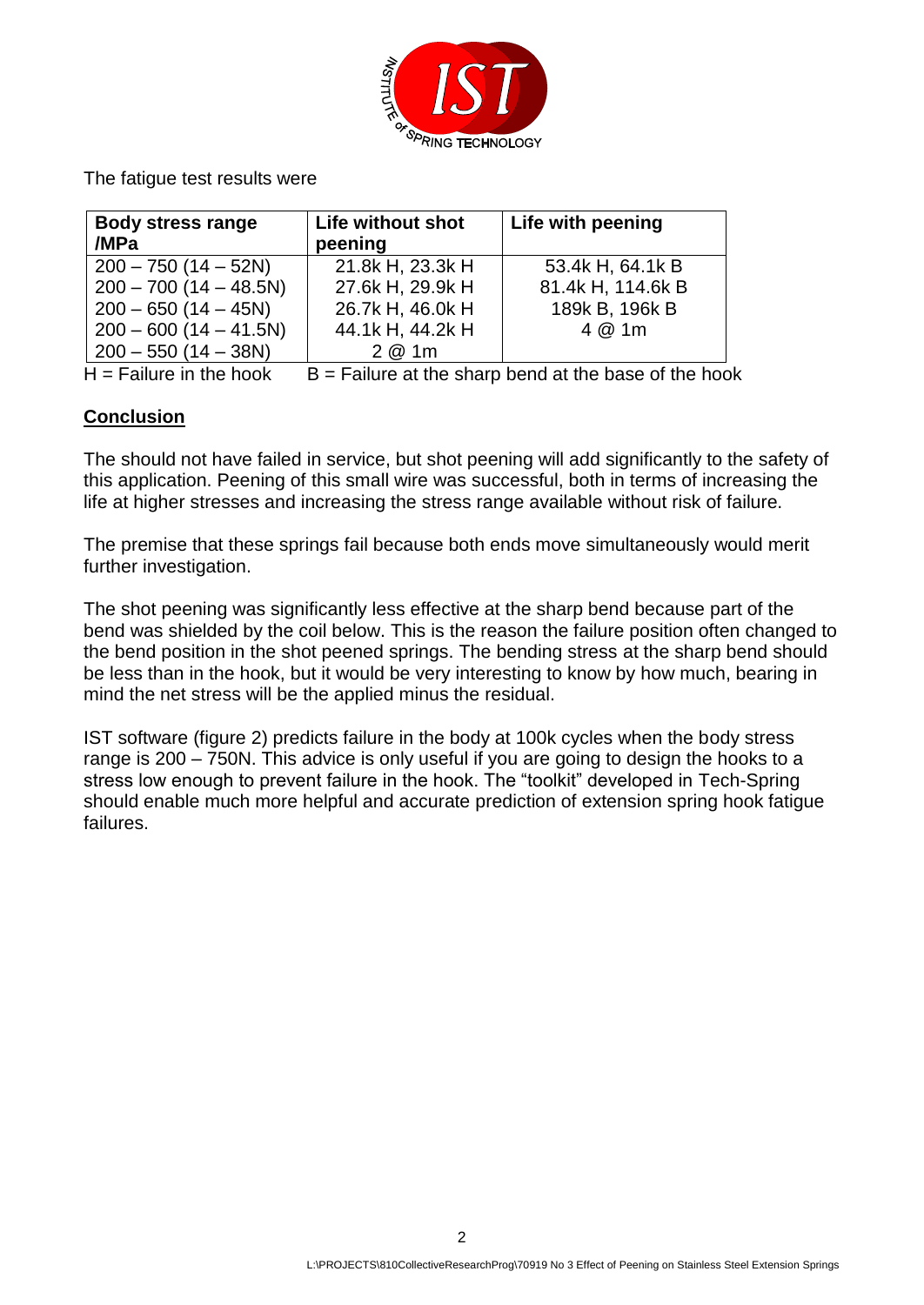The fatigue test results were

| Body stress range /MPa | Life without shot peening | Life with peening |
|---|---|---|
| 200 – 750 (14 – 52N) | 21.8k H, 23.3k H | 53.4k H, 64.1k B |
| 200 – 700 (14 – 48.5N) | 27.6k H, 29.9k H | 81.4k H, 114.6k B |
| 200 – 650 (14 – 45N) | 26.7k H, 46.0k H | 189k B, 196k B |
| 200 – 600 (14 – 41.5N) | 44.1k H, 44.2k H | 4 @ 1m |
| 200 – 550 (14 – 38N) | 2 @ 1m | |

H = Failure in the hook B = Failure at the sharp bend at the base of the hook

## Conclusion

The should not have failed in service, but shot peening will add significantly to the safety of this application. Peening of this small wire was successful, both in terms of increasing the life at higher stresses and increasing the stress range available without risk of failure.

The premise that these springs fail because both ends move simultaneously would merit further investigation.

The shot peening was significantly less effective at the sharp bend because part of the bend was shielded by the coil below. This is the reason the failure position often changed to the bend position in the shot peened springs. The bending stress at the sharp bend should be less than in the hook, but it would be very interesting to know by how much, bearing in mind the net stress will be the applied minus the residual.

IST software (figure 2) predicts failure in the body at 100k cycles when the body stress range is 200 – 750N. This advice is only useful if you are going to design the hooks to a stress low enough to prevent failure in the hook. The "toolkit" developed in Tech-Spring should enable much more helpful and accurate prediction of extension spring hook fatigue failures.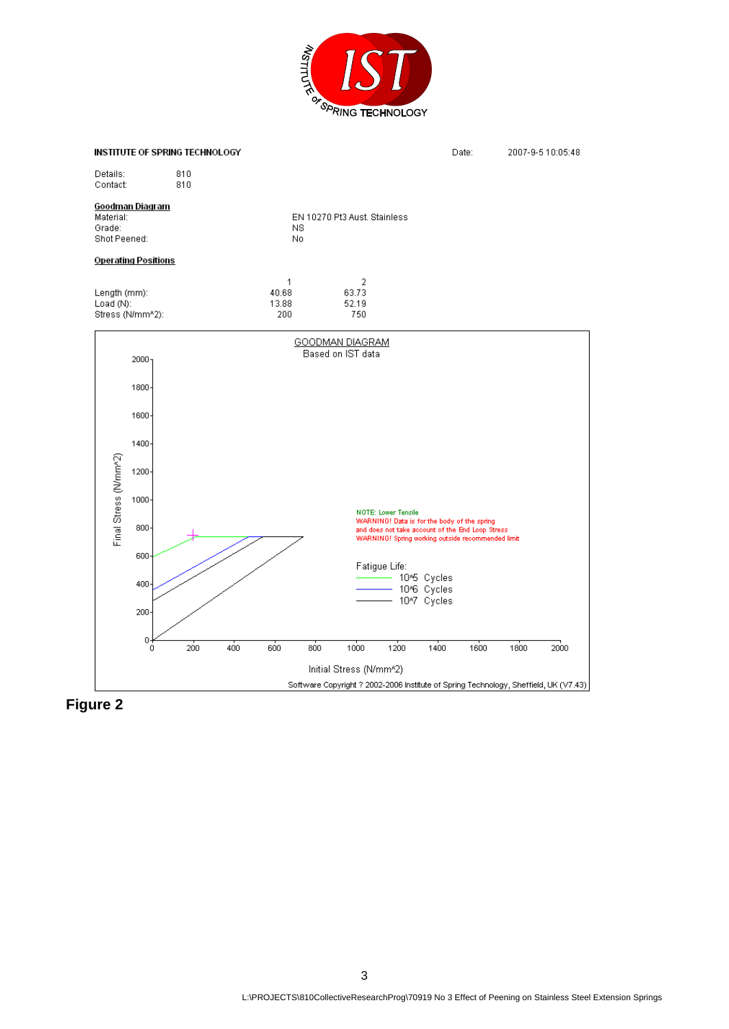INSTITUTE of SPRING TECHNOLOGY

**INSTITUTE OF SPRING TECHNOLOGY**

Date: 2007-9-5 10:05:48

Details: 810
Contact: 810

**Goodman Diagram**

| | |
|---|---|
| Material: | EN 10270 Pt3 Aust. Stainless |
| Grade: | NS |
| Shot Peened: | No |

**Operating Positions**

| | 1 | 2 |
|---|---|---|
| Length (mm): | 40.68 | 63.73 |
| Load (N): | 13.88 | 52.19 |
| Stress (N/mm^2): | 200 | 750 |

GOODMAN DIAGRAM
Based on IST data

Final Stress (N/mm^2)

0
200
400
600
800
1000
1200
1400
1600
1800
2000

Initial Stress (N/mm^2)

0
200
400
600
800
1000
1200
1400
1600
1800
2000

NOTE: Lower Tensile
WARNING! Data is for the body of the spring and does not take account of the End Loop Stress
WARNING! Spring working outside recommended limit

Fatigue Life:
10^5 Cycles
10^6 Cycles
10^7 Cycles

Software Copyright ? 2002-2006 Institute of Spring Technology, Sheffield, UK (V7.43)

**Figure 2**

L:\PROJECTS\810CollectiveResearchProg\70919 No 3 Effect of Peening on Stainless Steel Extension Springs